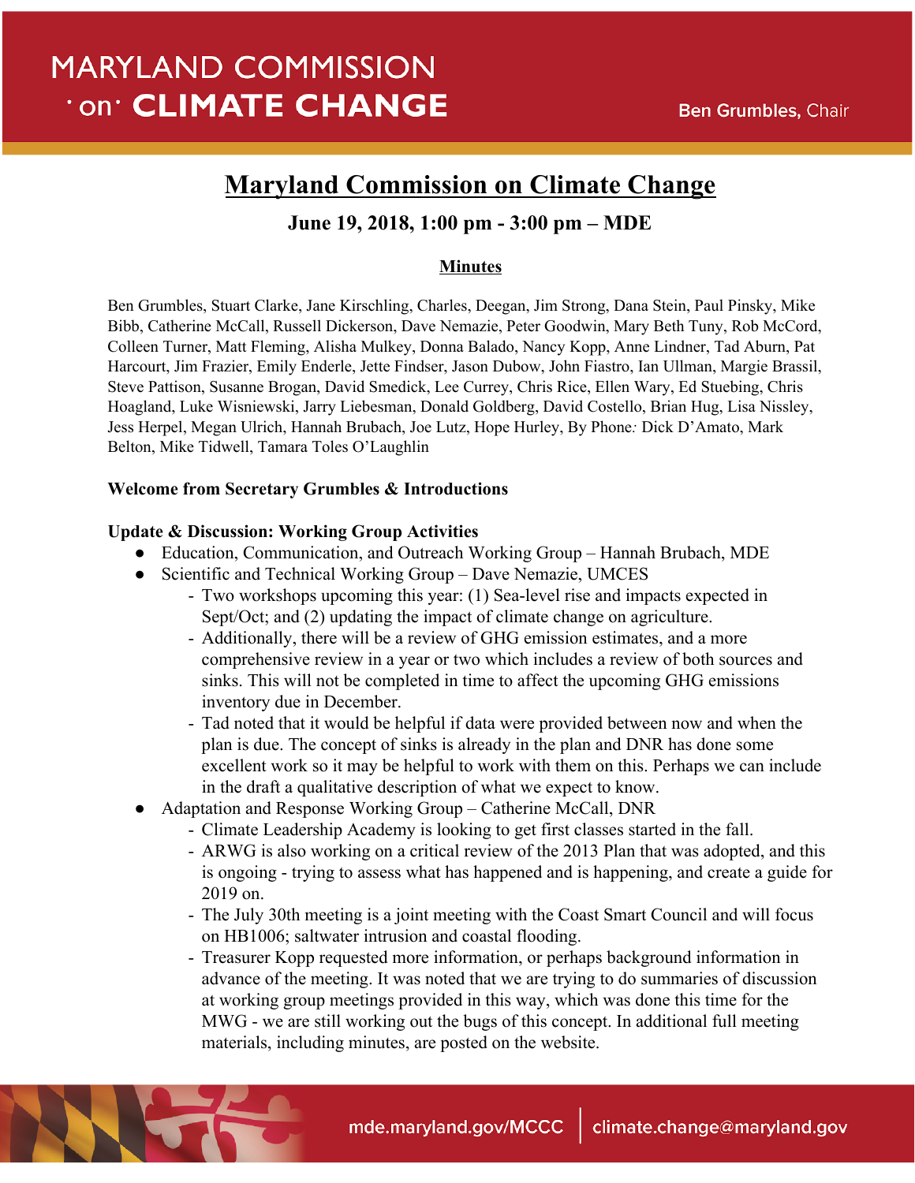# Maryland Commission on Climate Change

## June 19, 2018, 1:00 pm - 3:00 pm – MDE

### Minutes

Ben Grumbles, Stuart Clarke, Jane Kirschling, Charles, Deegan, Jim Strong, Dana Stein, Paul Pinsky, Mike Bibb, Catherine McCall, Russell Dickerson, Dave Nemazie, Peter Goodwin, Mary Beth Tuny, Rob McCord, Colleen Turner, Matt Fleming, Alisha Mulkey, Donna Balado, Nancy Kopp, Anne Lindner, Tad Aburn, Pat Harcourt, Jim Frazier, Emily Enderle, Jette Findser, Jason Dubow, John Fiastro, Ian Ullman, Margie Brassil, Steve Pattison, Susanne Brogan, David Smedick, Lee Currey, Chris Rice, Ellen Wary, Ed Stuebing, Chris Hoagland, Luke Wisniewski, Jarry Liebesman, Donald Goldberg, David Costello, Brian Hug, Lisa Nissley, Jess Herpel, Megan Ulrich, Hannah Brubach, Joe Lutz, Hope Hurley, By Phone*:* Dick D'Amato, Mark Belton, Mike Tidwell, Tamara Toles O'Laughlin

**Welcome from Secretary Grumbles & Introductions**

**Update & Discussion: Working Group Activities**

- Education, Communication, and Outreach Working Group – Hannah Brubach, MDE
- Scientific and Technical Working Group – Dave Nemazie, UMCES
  - Two workshops upcoming this year: (1) Sea-level rise and impacts expected in Sept/Oct; and (2) updating the impact of climate change on agriculture.
  - Additionally, there will be a review of GHG emission estimates, and a more comprehensive review in a year or two which includes a review of both sources and sinks. This will not be completed in time to affect the upcoming GHG emissions inventory due in December.
  - Tad noted that it would be helpful if data were provided between now and when the plan is due. The concept of sinks is already in the plan and DNR has done some excellent work so it may be helpful to work with them on this. Perhaps we can include in the draft a qualitative description of what we expect to know.
- Adaptation and Response Working Group – Catherine McCall, DNR
  - Climate Leadership Academy is looking to get first classes started in the fall.
  - ARWG is also working on a critical review of the 2013 Plan that was adopted, and this is ongoing - trying to assess what has happened and is happening, and create a guide for 2019 on.
  - The July 30th meeting is a joint meeting with the Coast Smart Council and will focus on HB1006; saltwater intrusion and coastal flooding.
  - Treasurer Kopp requested more information, or perhaps background information in advance of the meeting. It was noted that we are trying to do summaries of discussion at working group meetings provided in this way, which was done this time for the MWG - we are still working out the bugs of this concept. In additional full meeting materials, including minutes, are posted on the website.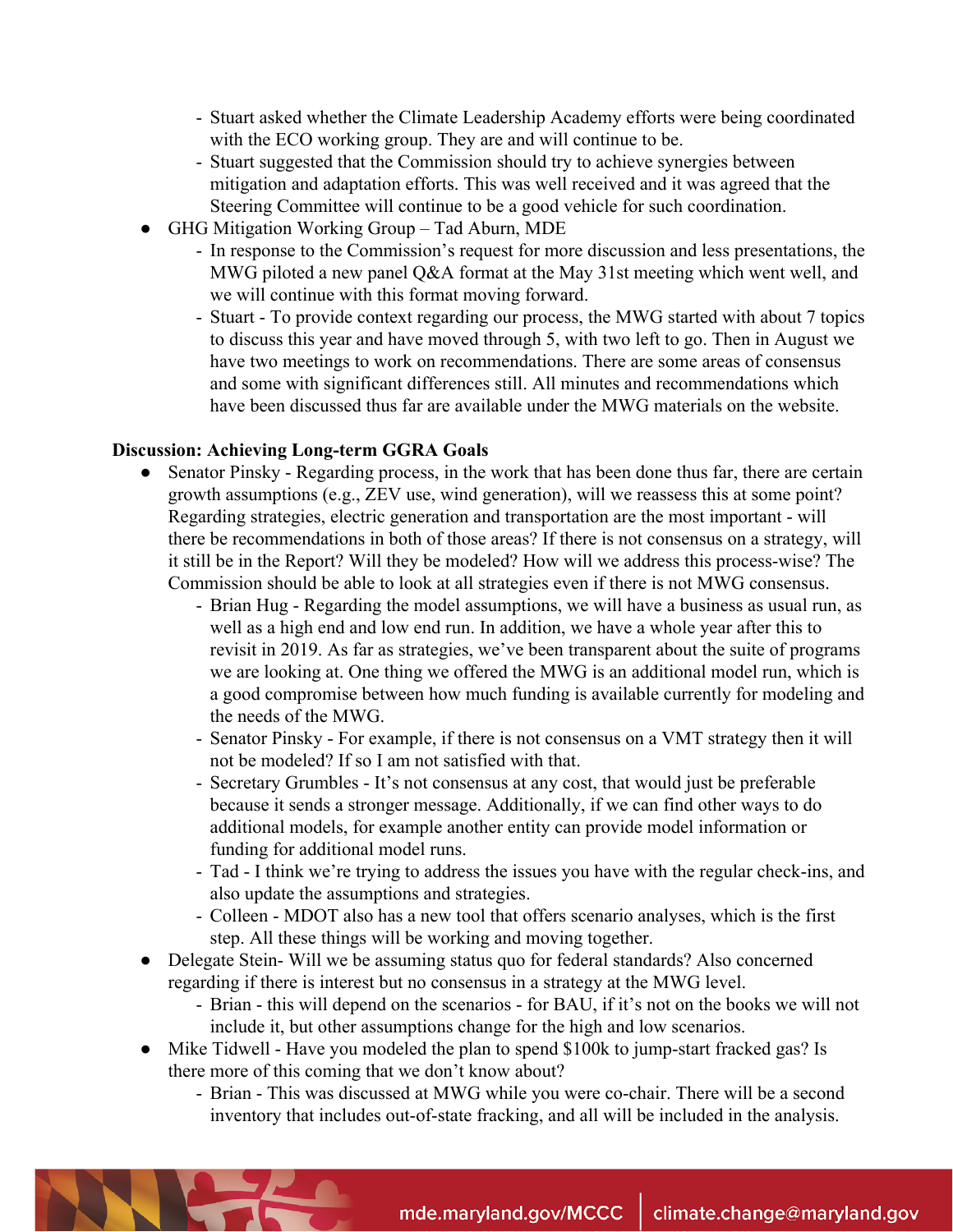- Stuart asked whether the Climate Leadership Academy efforts were being coordinated with the ECO working group. They are and will continue to be.
- Stuart suggested that the Commission should try to achieve synergies between mitigation and adaptation efforts. This was well received and it was agreed that the Steering Committee will continue to be a good vehicle for such coordination.

- GHG Mitigation Working Group – Tad Aburn, MDE
  - In response to the Commission's request for more discussion and less presentations, the MWG piloted a new panel Q&A format at the May 31st meeting which went well, and we will continue with this format moving forward.
  - Stuart - To provide context regarding our process, the MWG started with about 7 topics to discuss this year and have moved through 5, with two left to go. Then in August we have two meetings to work on recommendations. There are some areas of consensus and some with significant differences still. All minutes and recommendations which have been discussed thus far are available under the MWG materials on the website.

**Discussion: Achieving Long-term GGRA Goals**

- Senator Pinsky - Regarding process, in the work that has been done thus far, there are certain growth assumptions (e.g., ZEV use, wind generation), will we reassess this at some point? Regarding strategies, electric generation and transportation are the most important - will there be recommendations in both of those areas? If there is not consensus on a strategy, will it still be in the Report? Will they be modeled? How will we address this process-wise? The Commission should be able to look at all strategies even if there is not MWG consensus.
  - Brian Hug - Regarding the model assumptions, we will have a business as usual run, as well as a high end and low end run. In addition, we have a whole year after this to revisit in 2019. As far as strategies, we've been transparent about the suite of programs we are looking at. One thing we offered the MWG is an additional model run, which is a good compromise between how much funding is available currently for modeling and the needs of the MWG.
  - Senator Pinsky - For example, if there is not consensus on a VMT strategy then it will not be modeled? If so I am not satisfied with that.
  - Secretary Grumbles - It's not consensus at any cost, that would just be preferable because it sends a stronger message. Additionally, if we can find other ways to do additional models, for example another entity can provide model information or funding for additional model runs.
  - Tad - I think we're trying to address the issues you have with the regular check-ins, and also update the assumptions and strategies.
  - Colleen - MDOT also has a new tool that offers scenario analyses, which is the first step. All these things will be working and moving together.
- Delegate Stein- Will we be assuming status quo for federal standards? Also concerned regarding if there is interest but no consensus in a strategy at the MWG level.
  - Brian - this will depend on the scenarios - for BAU, if it's not on the books we will not include it, but other assumptions change for the high and low scenarios.
- Mike Tidwell - Have you modeled the plan to spend $100k to jump-start fracked gas? Is there more of this coming that we don't know about?
  - Brian - This was discussed at MWG while you were co-chair. There will be a second inventory that includes out-of-state fracking, and all will be included in the analysis.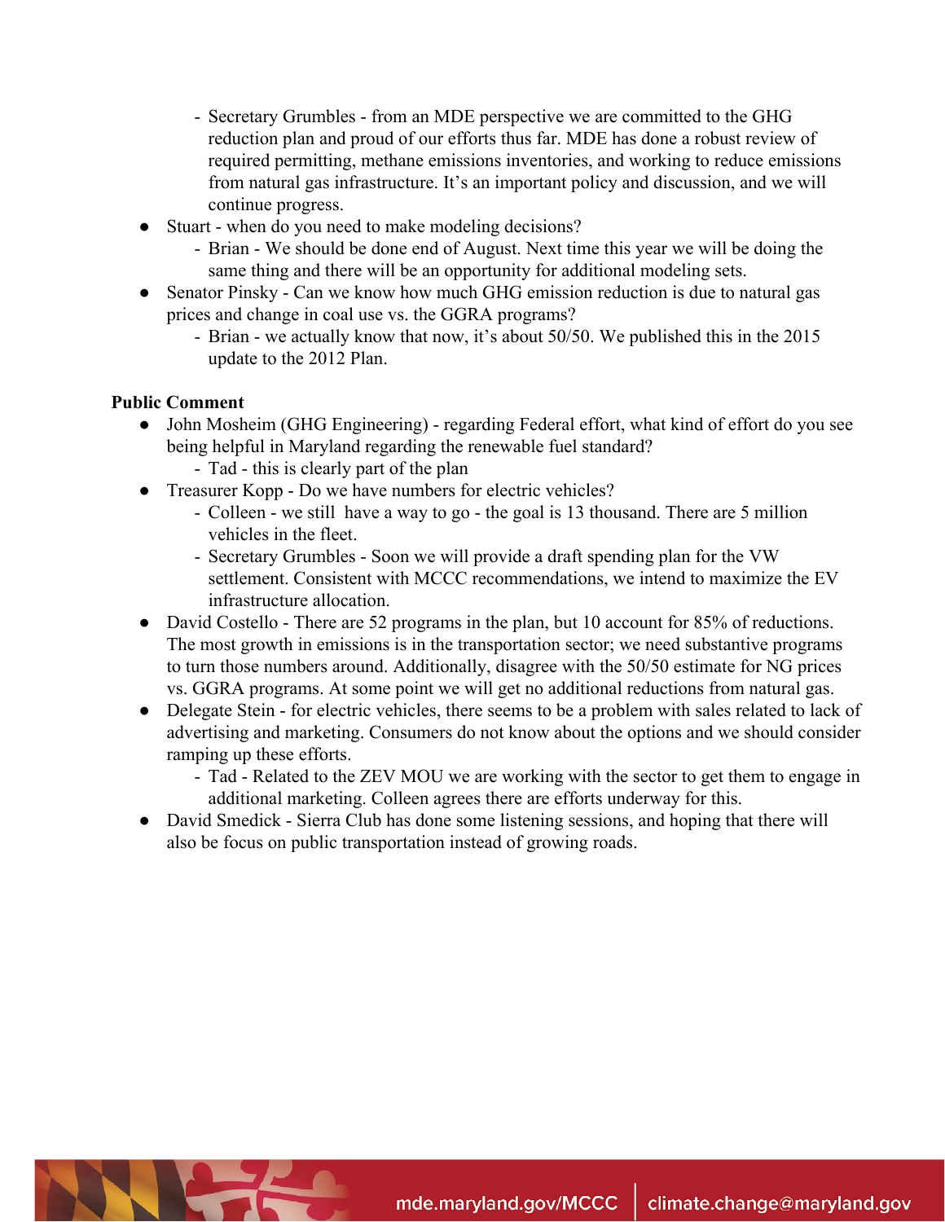- Secretary Grumbles - from an MDE perspective we are committed to the GHG reduction plan and proud of our efforts thus far. MDE has done a robust review of required permitting, methane emissions inventories, and working to reduce emissions from natural gas infrastructure. It's an important policy and discussion, and we will continue progress.

- Stuart - when do you need to make modeling decisions?
    - Brian - We should be done end of August. Next time this year we will be doing the same thing and there will be an opportunity for additional modeling sets.
- Senator Pinsky - Can we know how much GHG emission reduction is due to natural gas prices and change in coal use vs. the GGRA programs?
    - Brian - we actually know that now, it's about 50/50. We published this in the 2015 update to the 2012 Plan.

**Public Comment**

- John Mosheim (GHG Engineering) - regarding Federal effort, what kind of effort do you see being helpful in Maryland regarding the renewable fuel standard?
    - Tad - this is clearly part of the plan
- Treasurer Kopp - Do we have numbers for electric vehicles?
    - Colleen - we still have a way to go - the goal is 13 thousand. There are 5 million vehicles in the fleet.
    - Secretary Grumbles - Soon we will provide a draft spending plan for the VW settlement. Consistent with MCCC recommendations, we intend to maximize the EV infrastructure allocation.
- David Costello - There are 52 programs in the plan, but 10 account for 85% of reductions. The most growth in emissions is in the transportation sector; we need substantive programs to turn those numbers around. Additionally, disagree with the 50/50 estimate for NG prices vs. GGRA programs. At some point we will get no additional reductions from natural gas.
- Delegate Stein - for electric vehicles, there seems to be a problem with sales related to lack of advertising and marketing. Consumers do not know about the options and we should consider ramping up these efforts.
    - Tad - Related to the ZEV MOU we are working with the sector to get them to engage in additional marketing. Colleen agrees there are efforts underway for this.
- David Smedick - Sierra Club has done some listening sessions, and hoping that there will also be focus on public transportation instead of growing roads.